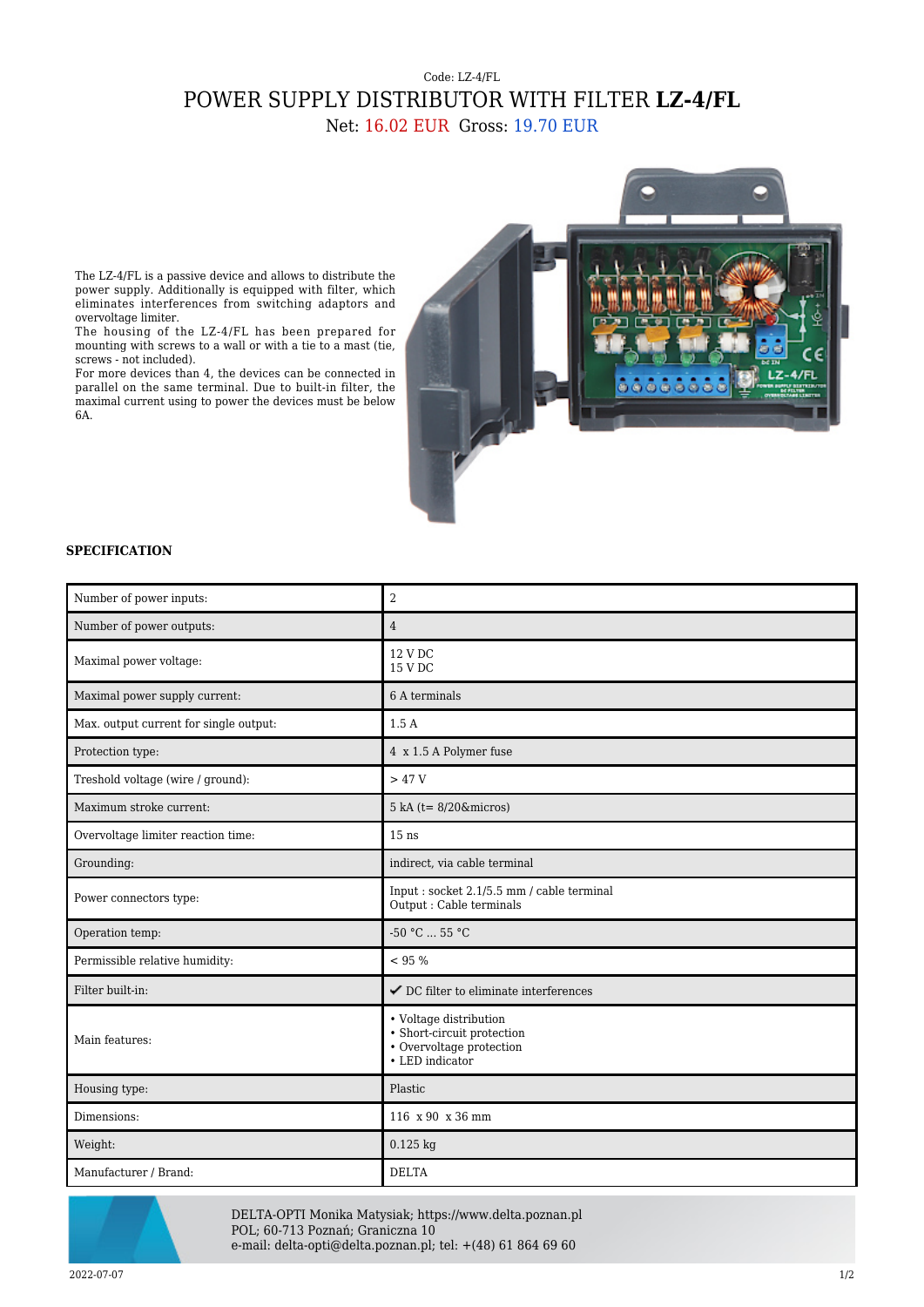Code: LZ-4/FL

# POWER SUPPLY DISTRIBUTOR WITH FILTER **LZ-4/FL**

Net: 16.02 EUR Gross: 19.70 EUR

The LZ-4/FL is a passive device and allows to distribute the power supply. Additionally is equipped with filter, which eliminates interferences from switching adaptors and overvoltage limiter.
The housing of the LZ-4/FL has been prepared for mounting with screws to a wall or with a tie to a mast (tie, screws - not included).
For more devices than 4, the devices can be connected in parallel on the same terminal. Due to built-in filter, the maximal current using to power the devices must be below 6A.

**SPECIFICATION**

| | |
|---|---|
| Number of power inputs: | 2 |
| Number of power outputs: | 4 |
| Maximal power voltage: | 12 V DC<br>15 V DC |
| Maximal power supply current: | 6 A terminals |
| Max. output current for single output: | 1.5 A |
| Protection type: | 4 x 1.5 A Polymer fuse |
| Treshold voltage (wire / ground): | > 47 V |
| Maximum stroke current: | 5 kA (t= 8/20&micros) |
| Overvoltage limiter reaction time: | 15 ns |
| Grounding: | indirect, via cable terminal |
| Power connectors type: | Input : socket 2.1/5.5 mm / cable terminal<br>Output : Cable terminals |
| Operation temp: | -50 °C ... 55 °C |
| Permissible relative humidity: | < 95 % |
| Filter built-in: | ✔ DC filter to eliminate interferences |
| Main features: | • Voltage distribution<br>• Short-circuit protection<br>• Overvoltage protection<br>• LED indicator |
| Housing type: | Plastic |
| Dimensions: | 116 x 90 x 36 mm |
| Weight: | 0.125 kg |
| Manufacturer / Brand: | DELTA |

DELTA-OPTI Monika Matysiak; https://www.delta.poznan.pl
POL; 60-713 Poznań; Graniczna 10
e-mail: delta-opti@delta.poznan.pl; tel: +(48) 61 864 69 60

2022-07-07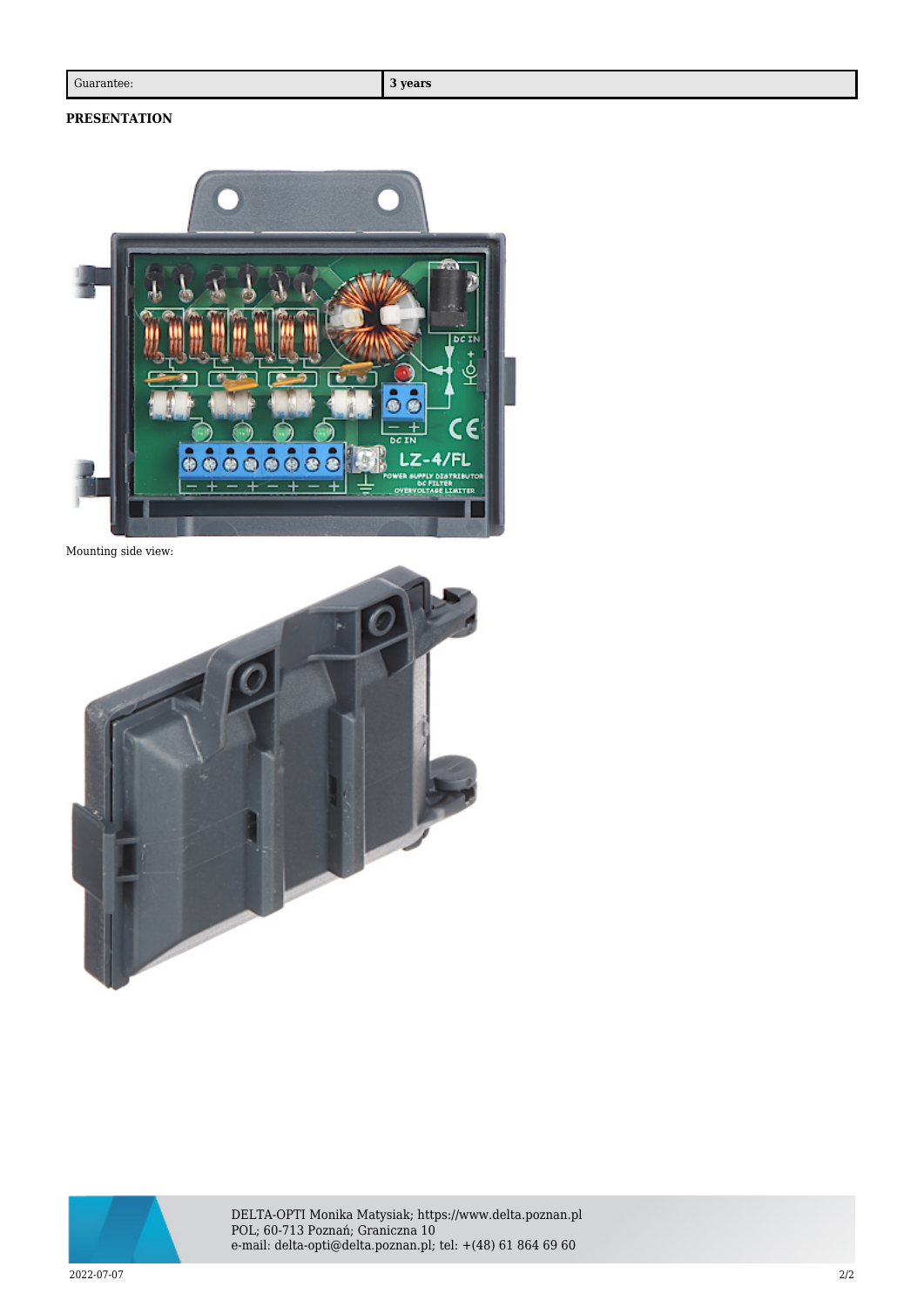| | |
|---|---|
| Guarantee: | **3 years** |

**PRESENTATION**

Mounting side view: